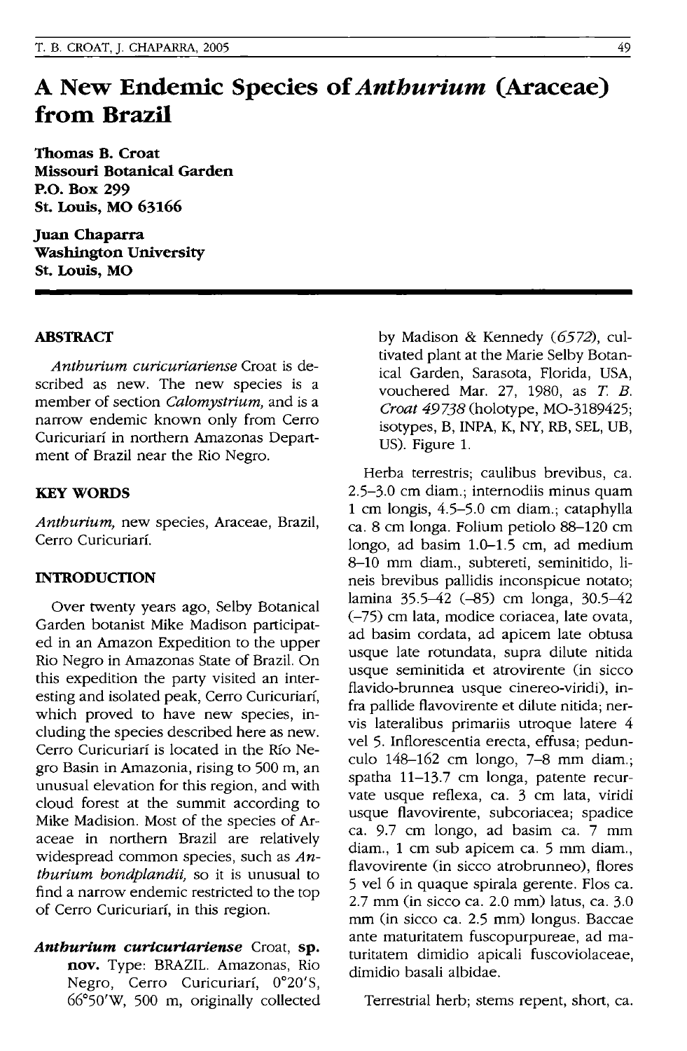# A New Endemic Species of *Anthurium* (Araceae) from Brazil

**Thomas B. Croat**
**Missouri Botanical Garden**
**P.O. Box 299**
**St. Louis, MO 63166**

**Juan Chaparra**
**Washington University**
**St. Louis, MO**

## ABSTRACT

*Anthurium curicuriariense* Croat is described as new. The new species is a member of section *Calomystrium,* and is a narrow endemic known only from Cerro Curicuriarí in northern Amazonas Department of Brazil near the Rio Negro.

## KEY WORDS

*Anthurium,* new species, Araceae, Brazil, Cerro Curicuriarí.

## INTRODUCTION

Over twenty years ago, Selby Botanical Garden botanist Mike Madison participated in an Amazon Expedition to the upper Rio Negro in Amazonas State of Brazil. On this expedition the party visited an interesting and isolated peak, Cerro Curicuriarí, which proved to have new species, including the species described here as new. Cerro Curicuriarí is located in the Río Negro Basin in Amazonia, rising to 500 m, an unusual elevation for this region, and with cloud forest at the summit according to Mike Madision. Most of the species of Araceae in northern Brazil are relatively widespread common species, such as *Anthurium bondplandii,* so it is unusual to find a narrow endemic restricted to the top of Cerro Curicuriarí, in this region.

***Anthurium curicuriariense*** Croat, **sp. nov.** Type: BRAZIL. Amazonas, Rio Negro, Cerro Curicuriarí, 0°20'S, 66°50'W, 500 m, originally collected by Madison & Kennedy (*6572*), cultivated plant at the Marie Selby Botanical Garden, Sarasota, Florida, USA, vouchered Mar. 27, 1980, as *T. B. Croat 49738* (holotype, MO-3189425; isotypes, B, INPA, K, NY, RB, SEL, UB, US). Figure 1.

Herba terrestris; caulibus brevibus, ca. 2.5–3.0 cm diam.; internodiis minus quam 1 cm longis, 4.5–5.0 cm diam.; cataphylla ca. 8 cm longa. Folium petiolo 88–120 cm longo, ad basim 1.0–1.5 cm, ad medium 8–10 mm diam., subtereti, seminitido, lineis brevibus pallidis inconspicue notato; lamina 35.5–42 (–85) cm longa, 30.5–42 (–75) cm lata, modice coriacea, late ovata, ad basim cordata, ad apicem late obtusa usque late rotundata, supra dilute nitida usque seminitida et atrovirente (in sicco flavido-brunnea usque cinereo-viridi), infra pallide flavovirente et dilute nitida; nervis lateralibus primariis utroque latere 4 vel 5. Inflorescentia erecta, effusa; pedunculo 148–162 cm longo, 7–8 mm diam.; spatha 11–13.7 cm longa, patente recurvate usque reflexa, ca. 3 cm lata, viridi usque flavovirente, subcoriacea; spadice ca. 9.7 cm longo, ad basim ca. 7 mm diam., 1 cm sub apicem ca. 5 mm diam., flavovirente (in sicco atrobrunneo), flores 5 vel 6 in quaque spirala gerente. Flos ca. 2.7 mm (in sicco ca. 2.0 mm) latus, ca. 3.0 mm (in sicco ca. 2.5 mm) longus. Baccae ante maturitatem fuscopurpureae, ad maturitatem dimidio apicali fuscoviolaceae, dimidio basali albidae.

Terrestrial herb; stems repent, short, ca.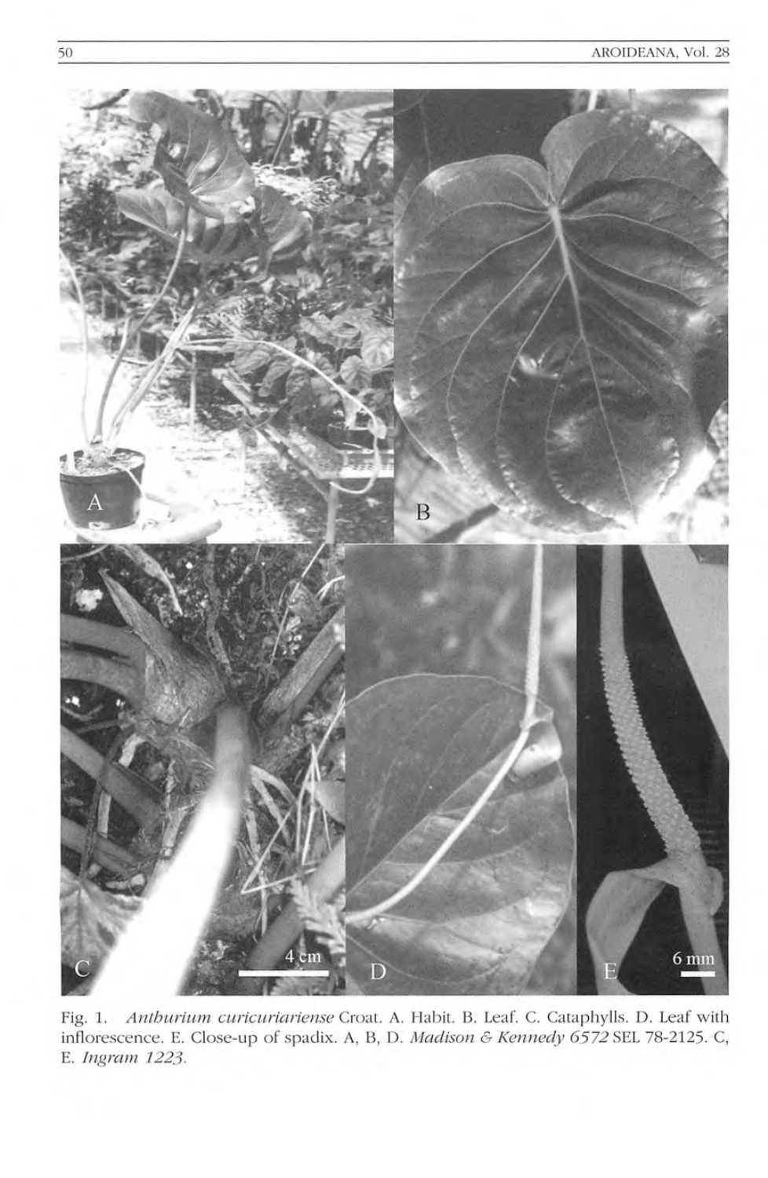Fig. 1. *Anthurium curicuriariense* Croat. A. Habit. B. Leaf. C. Cataphylls. D. Leaf with inflorescence. E. Close-up of spadix. A, B, D. *Madison & Kennedy 6572* SEL 78-2125. C, E. *Ingram 1223*.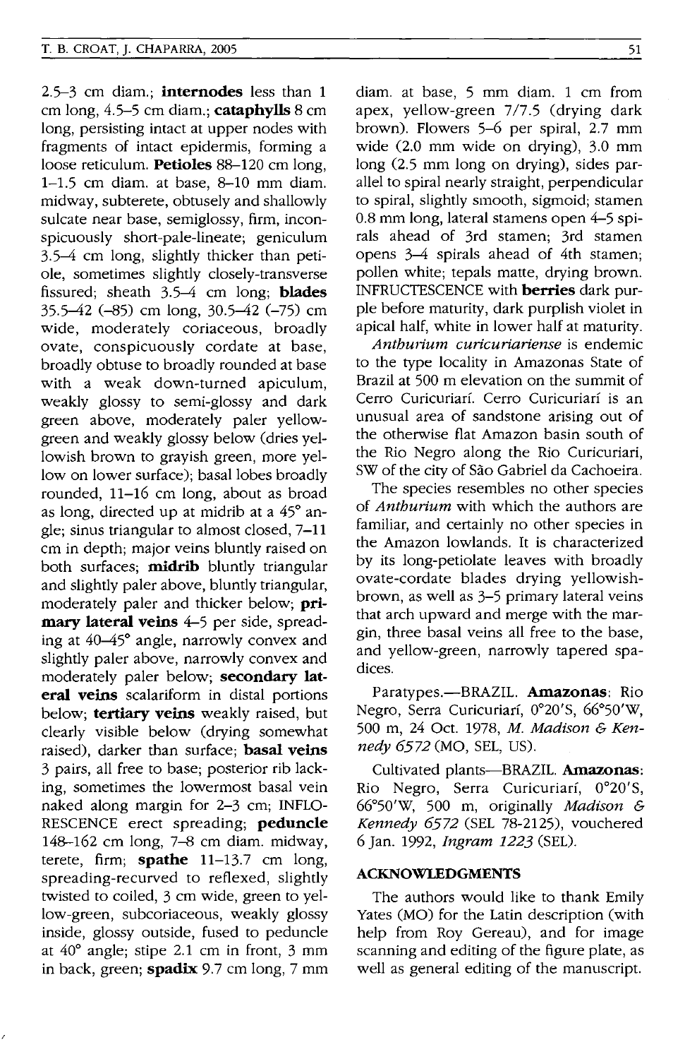2.5–3 cm diam.; **internodes** less than 1 cm long, 4.5–5 cm diam.; **cataphylls** 8 cm long, persisting intact at upper nodes with fragments of intact epidermis, forming a loose reticulum. **Petioles** 88–120 cm long, 1–1.5 cm diam. at base, 8–10 mm diam. midway, subterete, obtusely and shallowly sulcate near base, semiglossy, firm, inconspicuously short-pale-lineate; geniculum 3.5–4 cm long, slightly thicker than petiole, sometimes slightly closely-transverse fissured; sheath 3.5–4 cm long; **blades** 35.5–42 (–85) cm long, 30.5–42 (–75) cm wide, moderately coriaceous, broadly ovate, conspicuously cordate at base, broadly obtuse to broadly rounded at base with a weak down-turned apiculum, weakly glossy to semi-glossy and dark green above, moderately paler yellow-green and weakly glossy below (dries yellowish brown to grayish green, more yellow on lower surface); basal lobes broadly rounded, 11–16 cm long, about as broad as long, directed up at midrib at a 45° angle; sinus triangular to almost closed, 7–11 cm in depth; major veins bluntly raised on both surfaces; **midrib** bluntly triangular and slightly paler above, bluntly triangular, moderately paler and thicker below; **primary lateral veins** 4–5 per side, spreading at 40–45° angle, narrowly convex and slightly paler above, narrowly convex and moderately paler below; **secondary lateral veins** scalariform in distal portions below; **tertiary veins** weakly raised, but clearly visible below (drying somewhat raised), darker than surface; **basal veins** 3 pairs, all free to base; posterior rib lacking, sometimes the lowermost basal vein naked along margin for 2–3 cm; INFLORESCENCE erect spreading; **peduncle** 148–162 cm long, 7–8 cm diam. midway, terete, firm; **spathe** 11–13.7 cm long, spreading-recurved to reflexed, slightly twisted to coiled, 3 cm wide, green to yellow-green, subcoriaceous, weakly glossy inside, glossy outside, fused to peduncle at 40° angle; stipe 2.1 cm in front, 3 mm in back, green; **spadix** 9.7 cm long, 7 mm diam. at base, 5 mm diam. 1 cm from apex, yellow-green 7/7.5 (drying dark brown). Flowers 5–6 per spiral, 2.7 mm wide (2.0 mm wide on drying), 3.0 mm long (2.5 mm long on drying), sides parallel to spiral nearly straight, perpendicular to spiral, slightly smooth, sigmoid; stamen 0.8 mm long, lateral stamens open 4–5 spirals ahead of 3rd stamen; 3rd stamen opens 3–4 spirals ahead of 4th stamen; pollen white; tepals matte, drying brown. INFRUCTESCENCE with **berries** dark purple before maturity, dark purplish violet in apical half, white in lower half at maturity.

*Anthurium curicuriariense* is endemic to the type locality in Amazonas State of Brazil at 500 m elevation on the summit of Cerro Curicuriarí. Cerro Curicuriarí is an unusual area of sandstone arising out of the otherwise flat Amazon basin south of the Rio Negro along the Rio Curicuriari, SW of the city of São Gabriel da Cachoeira.

The species resembles no other species of *Anthurium* with which the authors are familiar, and certainly no other species in the Amazon lowlands. It is characterized by its long-petiolate leaves with broadly ovate-cordate blades drying yellowish-brown, as well as 3–5 primary lateral veins that arch upward and merge with the margin, three basal veins all free to the base, and yellow-green, narrowly tapered spadices.

Paratypes.—BRAZIL. **Amazonas**: Rio Negro, Serra Curicuriarí, 0°20′S, 66°50′W, 500 m, 24 Oct. 1978, *M. Madison & Kennedy 6572* (MO, SEL, US).

Cultivated plants—BRAZIL. **Amazonas**: Rio Negro, Serra Curicuriarí, 0°20′S, 66°50′W, 500 m, originally *Madison & Kennedy 6572* (SEL 78-2125), vouchered 6 Jan. 1992, *Ingram 1223* (SEL).

## ACKNOWLEDGMENTS

The authors would like to thank Emily Yates (MO) for the Latin description (with help from Roy Gereau), and for image scanning and editing of the figure plate, as well as general editing of the manuscript.